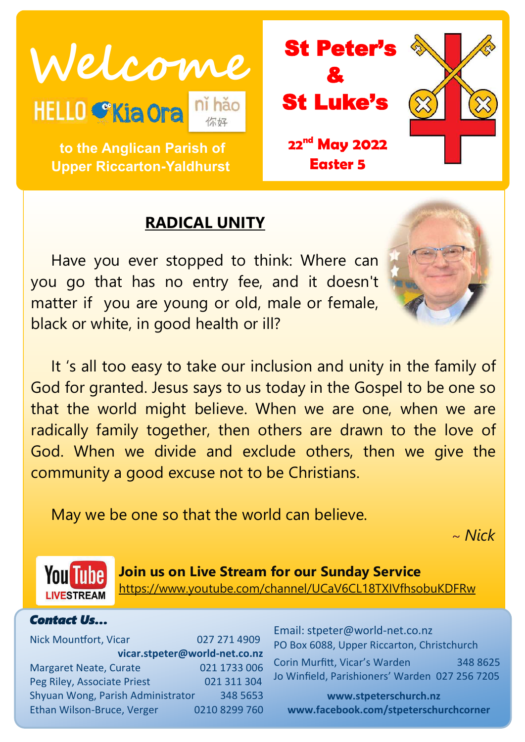# Welcome

HELLO Kia Ora nǐ hǎo 你好

**to the Anglican Parish of Upper Riccarton-Yaldhurst**

## St Peter's & St Luke's

**22nd May 2022**
**Easter 5**

## RADICAL UNITY

Have you ever stopped to think: Where can you go that has no entry fee, and it doesn't matter if you are young or old, male or female, black or white, in good health or ill?

It 's all too easy to take our inclusion and unity in the family of God for granted. Jesus says to us today in the Gospel to be one so that the world might believe. When we are one, when we are radically family together, then others are drawn to the love of God. When we divide and exclude others, then we give the community a good excuse not to be Christians.

May we be one so that the world can believe.

*~ Nick*

YouTube LIVESTREAM

**Join us on Live Stream for our Sunday Service**
https://www.youtube.com/channel/UCaV6CL18TXIVfhsobuKDFRw

### Contact Us...

Nick Mountfort, Vicar 027 271 4909
**vicar.stpeter@world-net.co.nz**
Margaret Neate, Curate 021 1733 006
Peg Riley, Associate Priest 021 311 304
Shyuan Wong, Parish Administrator 348 5653
Ethan Wilson-Bruce, Verger 0210 8299 760

Email: stpeter@world-net.co.nz
PO Box 6088, Upper Riccarton, Christchurch
Corin Murfitt, Vicar's Warden 348 8625
Jo Winfield, Parishioners' Warden 027 256 7205

**www.stpeterschurch.nz**
**www.facebook.com/stpeterschurchcorner**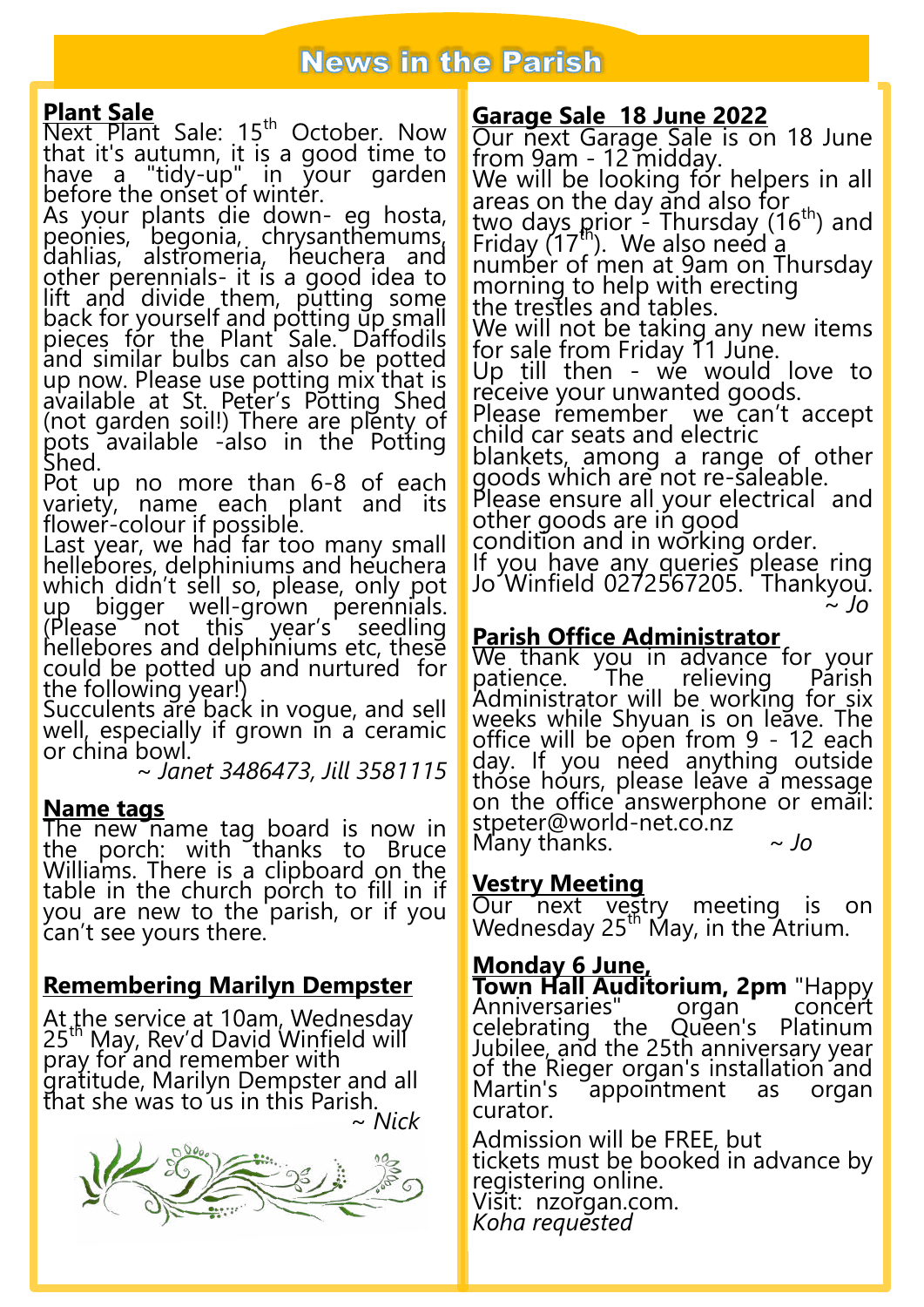# News in the Parish

## Plant Sale

Next Plant Sale: 15th October. Now that it's autumn, it is a good time to have a "tidy-up" in your garden before the onset of winter.

As your plants die down- eg hosta, peonies, begonia, chrysanthemums, dahlias, alstromeria, heuchera and other perennials- it is a good idea to lift and divide them, putting some back for yourself and potting up small pieces for the Plant Sale. Daffodils and similar bulbs can also be potted up now. Please use potting mix that is available at St. Peter's Potting Shed (not garden soil!) There are plenty of pots available -also in the Potting Shed.

Pot up no more than 6-8 of each variety, name each plant and its flower-colour if possible.

Last year, we had far too many small hellebores, delphiniums and heuchera which didn't sell so, please, only pot up bigger well-grown perennials. (Please not this year's seedling hellebores and delphiniums etc, these could be potted up and nurtured for the following year!)

Succulents are back in vogue, and sell well, especially if grown in a ceramic or china bowl.

*~ Janet 3486473, Jill 3581115*

## Name tags

The new name tag board is now in the porch: with thanks to Bruce Williams. There is a clipboard on the table in the church porch to fill in if you are new to the parish, or if you can't see yours there.

## Remembering Marilyn Dempster

At the service at 10am, Wednesday 25th May, Rev'd David Winfield will pray for and remember with gratitude, Marilyn Dempster and all that she was to us in this Parish.

*~ Nick*

## Garage Sale 18 June 2022

Our next Garage Sale is on 18 June from 9am - 12 midday.

We will be looking for helpers in all areas on the day and also for two days prior - Thursday (16th) and Friday (17th). We also need a number of men at 9am on Thursday morning to help with erecting the trestles and tables.

We will not be taking any new items for sale from Friday 11 June.

Up till then - we would love to receive your unwanted goods.

Please remember we can't accept child car seats and electric blankets, among a range of other goods which are not re-saleable.

Please ensure all your electrical and other goods are in good condition and in working order.

If you have any queries please ring Jo Winfield 0272567205. Thankyou.

*~ Jo*

## Parish Office Administrator

We thank you in advance for your patience. The relieving Parish Administrator will be working for six weeks while Shyuan is on leave. The office will be open from 9 - 12 each day. If you need anything outside those hours, please leave a message on the office answerphone or email: stpeter@world-net.co.nz

Many thanks. *~ Jo*

## Vestry Meeting

Our next vestry meeting is on Wednesday 25th May, in the Atrium.

## Monday 6 June, Town Hall Auditorium, 2pm

"Happy Anniversaries" organ concert celebrating the Queen's Platinum Jubilee, and the 25th anniversary year of the Rieger organ's installation and Martin's appointment as organ curator.

Admission will be FREE, but tickets must be booked in advance by registering online.

Visit: nzorgan.com.

*Koha requested*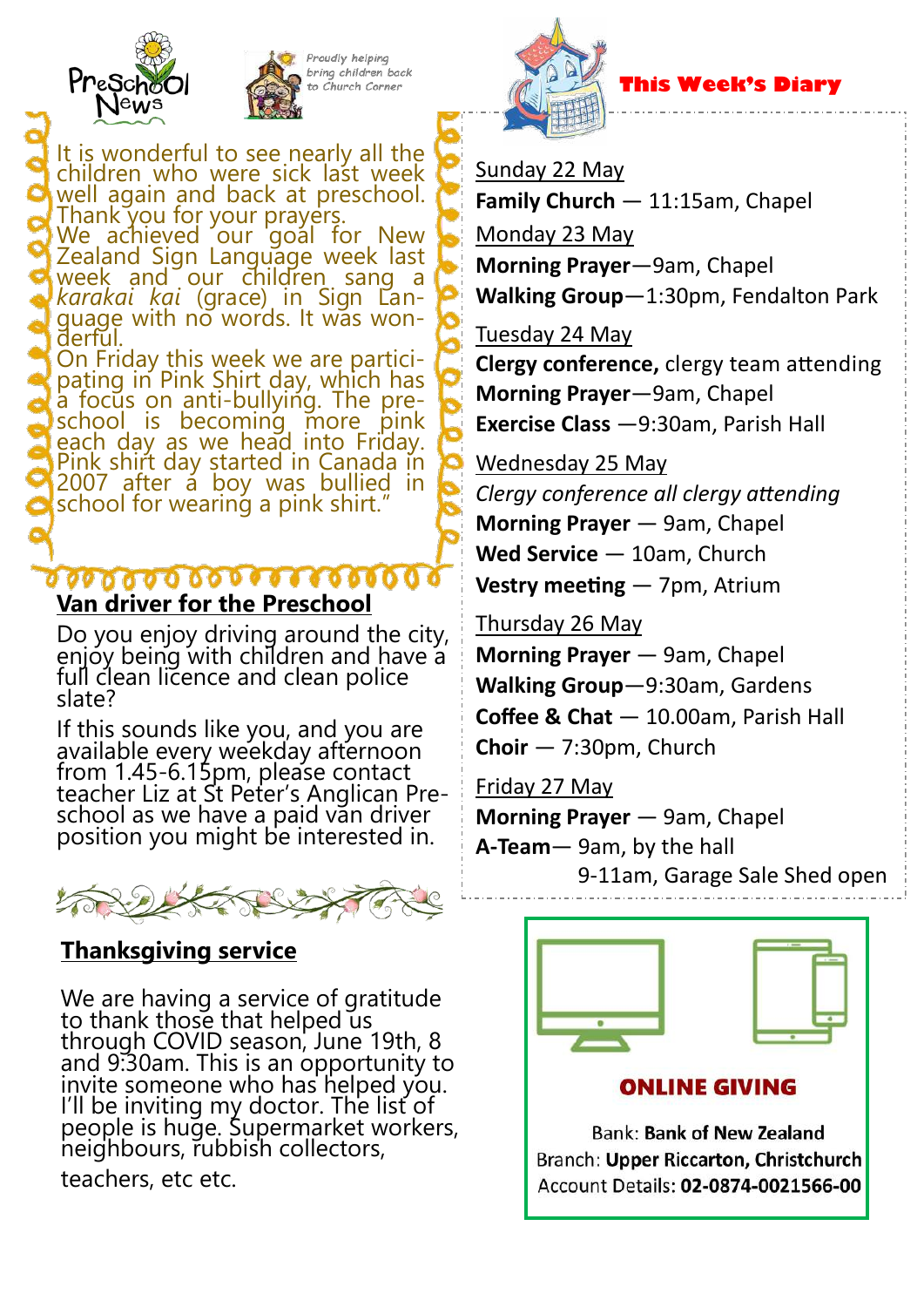# Preschool News

Proudly helping bring children back to Church Corner

It is wonderful to see nearly all the children who were sick last week well again and back at preschool. Thank you for your prayers.

We achieved our goal for New Zealand Sign Language week last week and our children sang a *karakai kai* (grace) in Sign Language with no words. It was wonderful.

On Friday this week we are participating in Pink Shirt day, which has a focus on anti-bullying. The preschool is becoming more pink each day as we head into Friday. Pink shirt day started in Canada in 2007 after a boy was bullied in school for wearing a pink shirt."

## Van driver for the Preschool

Do you enjoy driving around the city, enjoy being with children and have a full clean licence and clean police slate?

If this sounds like you, and you are available every weekday afternoon from 1.45-6.15pm, please contact teacher Liz at St Peter's Anglican Preschool as we have a paid van driver position you might be interested in.

## Thanksgiving service

We are having a service of gratitude to thank those that helped us through COVID season, June 19th, 8 and 9:30am. This is an opportunity to invite someone who has helped you. I'll be inviting my doctor. The list of people is huge. Supermarket workers, neighbours, rubbish collectors, teachers, etc etc.

# This Week's Diary

Sunday 22 May

**Family Church** — 11:15am, Chapel

Monday 23 May

**Morning Prayer**—9am, Chapel

**Walking Group**—1:30pm, Fendalton Park

Tuesday 24 May

**Clergy conference,** clergy team attending

**Morning Prayer**—9am, Chapel

**Exercise Class** —9:30am, Parish Hall

Wednesday 25 May

*Clergy conference all clergy attending*

**Morning Prayer** — 9am, Chapel

**Wed Service** — 10am, Church

**Vestry meeting** — 7pm, Atrium

Thursday 26 May

**Morning Prayer** — 9am, Chapel

**Walking Group**—9:30am, Gardens

**Coffee & Chat** — 10.00am, Parish Hall

**Choir** — 7:30pm, Church

Friday 27 May

**Morning Prayer** — 9am, Chapel

**A-Team**— 9am, by the hall

9-11am, Garage Sale Shed open

## ONLINE GIVING

Bank: **Bank of New Zealand**

Branch: **Upper Riccarton, Christchurch**

Account Details: **02-0874-0021566-00**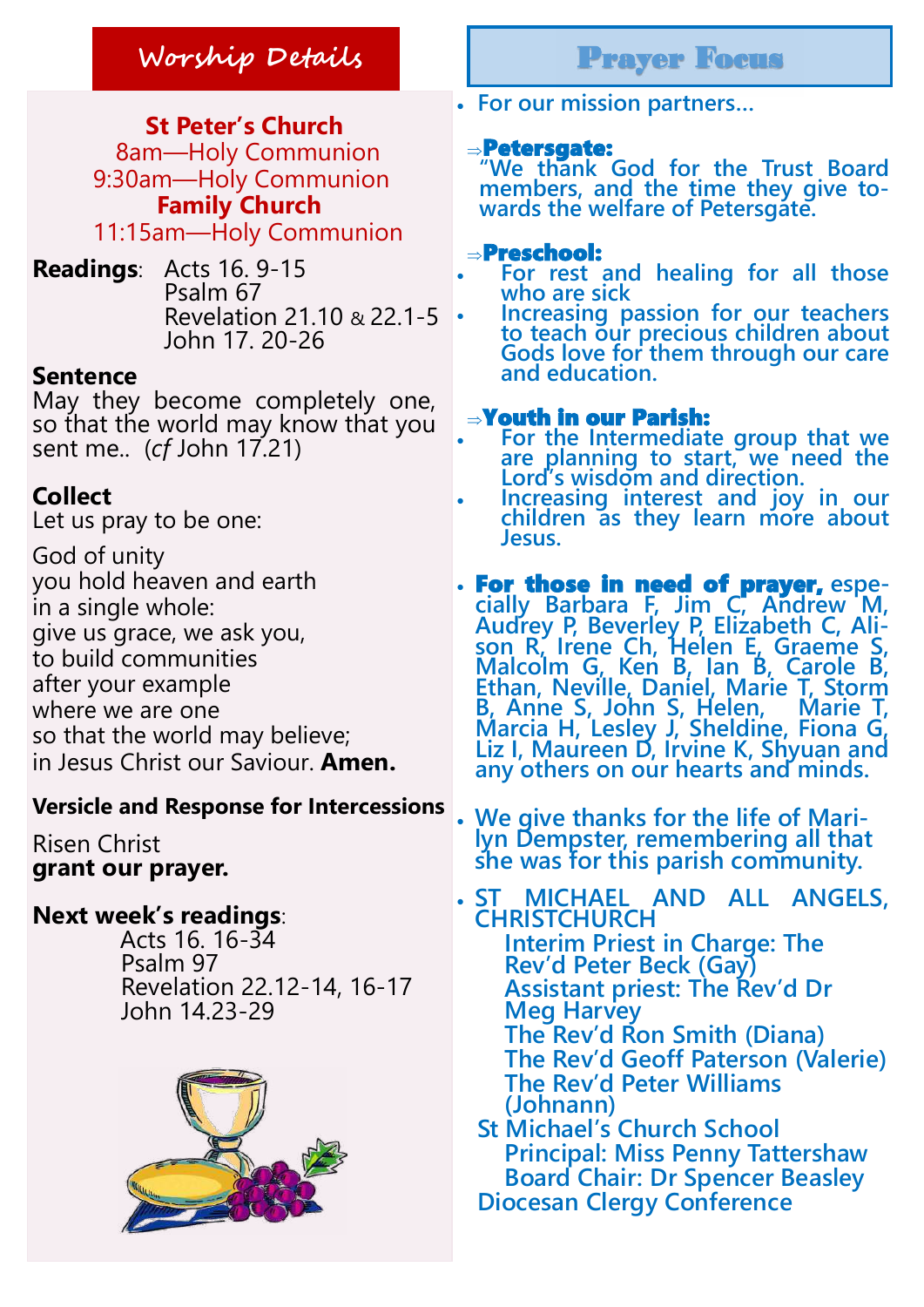## Worship Details

**St Peter's Church**
8am—Holy Communion
9:30am—Holy Communion
**Family Church**
11:15am—Holy Communion

**Readings**: Acts 16. 9-15
Psalm 67
Revelation 21.10 & 22.1-5
John 17. 20-26

**Sentence**

May they become completely one, so that the world may know that you sent me.. (*cf* John 17.21)

**Collect**

Let us pray to be one:

God of unity
you hold heaven and earth
in a single whole:
give us grace, we ask you,
to build communities
after your example
where we are one
so that the world may believe;
in Jesus Christ our Saviour. **Amen.**

**Versicle and Response for Intercessions**

Risen Christ
**grant our prayer.**

**Next week's readings**:
Acts 16. 16-34
Psalm 97
Revelation 22.12-14, 16-17
John 14.23-29

## Prayer Focus

- For our mission partners…

⇒ **Petersgate:**
"We thank God for the Trust Board members, and the time they give towards the welfare of Petersgate.

⇒ **Preschool:**
- For rest and healing for all those who are sick
- Increasing passion for our teachers to teach our precious children about Gods love for them through our care and education.

⇒ **Youth in our Parish:**
- For the Intermediate group that we are planning to start, we need the Lord's wisdom and direction.
- Increasing interest and joy in our children as they learn more about Jesus.

- **For those in need of prayer,** especially Barbara F, Jim C, Andrew M, Audrey P, Beverley P, Elizabeth C, Alison R, Irene Ch, Helen E, Graeme S, Malcolm G, Ken B, Ian B, Carole B, Ethan, Neville, Daniel, Marie T, Storm B, Anne S, John S, Helen, Marie T, Marcia H, Lesley J, Sheldine, Fiona G, Liz I, Maureen D, Irvine K, Shyuan and any others on our hearts and minds.

- We give thanks for the life of Marilyn Dempster, remembering all that she was for this parish community.

- ST MICHAEL AND ALL ANGELS, CHRISTCHURCH
  Interim Priest in Charge: The Rev'd Peter Beck (Gay)
  Assistant priest: The Rev'd Dr Meg Harvey
  The Rev'd Ron Smith (Diana)
  The Rev'd Geoff Paterson (Valerie)
  The Rev'd Peter Williams (Johnann)
  St Michael's Church School
  Principal: Miss Penny Tattershaw
  Board Chair: Dr Spencer Beasley
  Diocesan Clergy Conference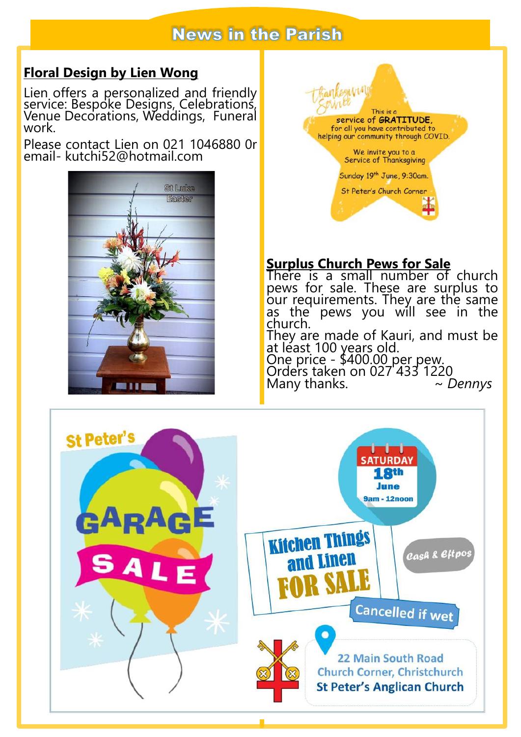# News in the Parish

## Floral Design by Lien Wong

Lien offers a personalized and friendly service: Bespoke Designs, Celebrations, Venue Decorations, Weddings, Funeral work.

Please contact Lien on 021 1046880 0r email- kutchi52@hotmail.com

St Luke
Easter

Thanksgiving Service

This is a service of GRATITUDE, for all you have contributed to helping our community through COVID.

We invite you to a Service of Thanksgiving

Sunday 19th June, 9:30am.

St Peter's Church Corner

## Surplus Church Pews for Sale

There is a small number of church pews for sale. These are surplus to our requirements. They are the same as the pews you will see in the church.

They are made of Kauri, and must be at least 100 years old.

One price - $400.00 per pew.

Orders taken on 027 433 1220

Many thanks. ~ *Dennys*

St Peter's

GARAGE SALE

SATURDAY 18th June 9am - 12noon

Kitchen Things and Linen FOR SALE

Cash & Eftpos

Cancelled if wet

22 Main South Road
Church Corner, Christchurch
St Peter's Anglican Church